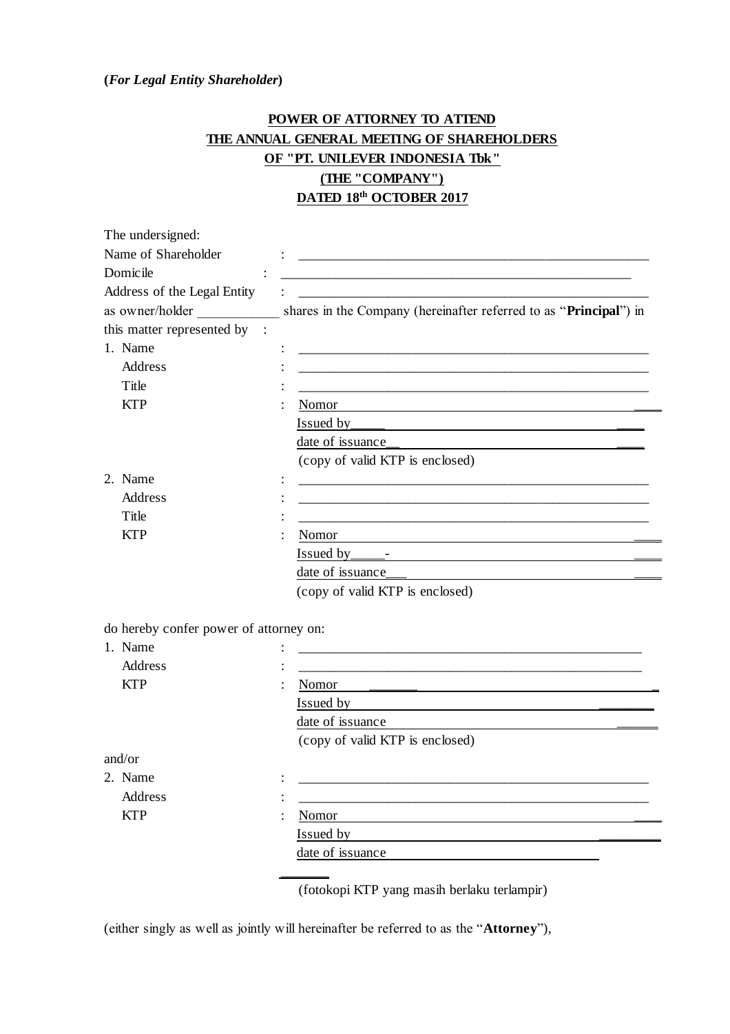**(*For Legal Entity Shareholder*)**

**POWER OF ATTORNEY TO ATTEND**
**THE ANNUAL GENERAL MEETING OF SHAREHOLDERS**
**OF "PT. UNILEVER INDONESIA Tbk"**
**(THE "COMPANY")**
**DATED 18th OCTOBER 2017**

The undersigned:

Name of Shareholder : ______________________________________________

Domicile : ______________________________________________

Address of the Legal Entity : ______________________________________________

as owner/holder ____________ shares in the Company (hereinafter referred to as "**Principal**") in this matter represented by :

1. Name : ______________________________________________
   Address : ______________________________________________
   Title : ______________________________________________
   KTP : Nomor ______________________________________________
   Issued by______________________________________________
   date of issuance__ ______________________________________________
   (copy of valid KTP is enclosed)
2. Name : ______________________________________________
   Address : ______________________________________________
   Title : ______________________________________________
   KTP : Nomor ______________________________________________
   Issued by_____- ______________________________________________
   date of issuance___ ______________________________________________
   (copy of valid KTP is enclosed)

do hereby confer power of attorney on:

1. Name : ______________________________________________
   Address : ______________________________________________
   KTP : Nomor ______________________________________________
   Issued by ______________________________________________
   date of issuance ______________________________________________
   (copy of valid KTP is enclosed)

and/or

2. Name : ______________________________________________
   Address : ______________________________________________
   KTP : Nomor ______________________________________________
   Issued by ______________________________________________
   date of issuance ______________________________________________
   (fotokopi KTP yang masih berlaku terlampir)

(either singly as well as jointly will hereinafter be referred to as the "**Attorney**"),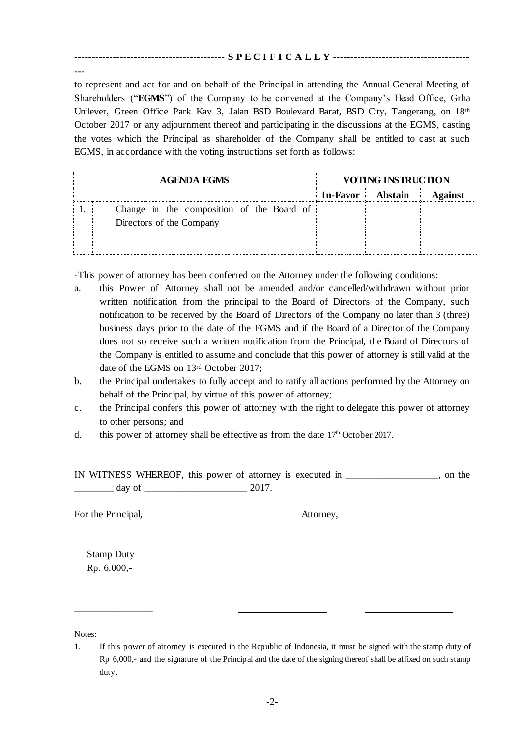------------------------------------------- S P E C I F I C A L L Y ---------------------------------------
---

to represent and act for and on behalf of the Principal in attending the Annual General Meeting of Shareholders ("**EGMS**") of the Company to be convened at the Company's Head Office, Grha Unilever, Green Office Park Kav 3, Jalan BSD Boulevard Barat, BSD City, Tangerang, on 18th October 2017 or any adjournment thereof and participating in the discussions at the EGMS, casting the votes which the Principal as shareholder of the Company shall be entitled to cast at such EGMS, in accordance with the voting instructions set forth as follows:

| AGENDA EGMS | | | VOTING INSTRUCTION | | |
|---|---|---|---|---|---|
| | | | **In-Favor** | **Abstain** | **Against** |
| 1. | | Change in the composition of the Board of Directors of the Company | | | |
| | | | | | |

-This power of attorney has been conferred on the Attorney under the following conditions:

a. this Power of Attorney shall not be amended and/or cancelled/withdrawn without prior written notification from the principal to the Board of Directors of the Company, such notification to be received by the Board of Directors of the Company no later than 3 (three) business days prior to the date of the EGMS and if the Board of a Director of the Company does not so receive such a written notification from the Principal, the Board of Directors of the Company is entitled to assume and conclude that this power of attorney is still valid at the date of the EGMS on 13rd October 2017;
b. the Principal undertakes to fully accept and to ratify all actions performed by the Attorney on behalf of the Principal, by virtue of this power of attorney;
c. the Principal confers this power of attorney with the right to delegate this power of attorney to other persons; and
d. this power of attorney shall be effective as from the date 17th October 2017.

IN WITNESS WHEREOF, this power of attorney is executed in ___________________, on the ________ day of _____________________ 2017.

For the Principal,

Attorney,

Stamp Duty
Rp. 6.000,-

________________ ____________________ ____________________

Notes:

1. If this power of attorney is executed in the Republic of Indonesia, it must be signed with the stamp duty of Rp 6,000,- and the signature of the Principal and the date of the signing thereof shall be affixed on such stamp duty.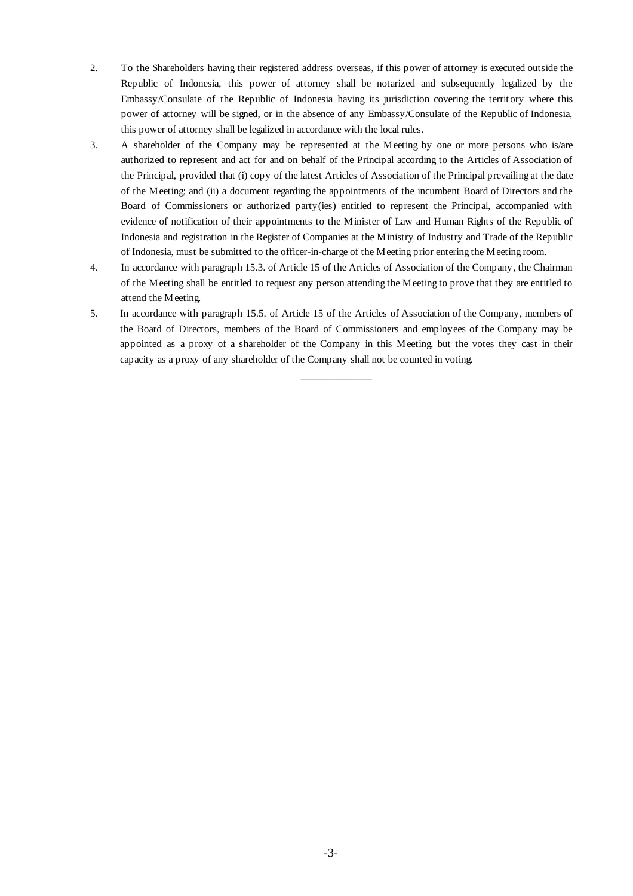2. To the Shareholders having their registered address overseas, if this power of attorney is executed outside the Republic of Indonesia, this power of attorney shall be notarized and subsequently legalized by the Embassy/Consulate of the Republic of Indonesia having its jurisdiction covering the territory where this power of attorney will be signed, or in the absence of any Embassy/Consulate of the Republic of Indonesia, this power of attorney shall be legalized in accordance with the local rules.
3. A shareholder of the Company may be represented at the Meeting by one or more persons who is/are authorized to represent and act for and on behalf of the Principal according to the Articles of Association of the Principal, provided that (i) copy of the latest Articles of Association of the Principal prevailing at the date of the Meeting; and (ii) a document regarding the appointments of the incumbent Board of Directors and the Board of Commissioners or authorized party(ies) entitled to represent the Principal, accompanied with evidence of notification of their appointments to the Minister of Law and Human Rights of the Republic of Indonesia and registration in the Register of Companies at the Ministry of Industry and Trade of the Republic of Indonesia, must be submitted to the officer-in-charge of the Meeting prior entering the Meeting room.
4. In accordance with paragraph 15.3. of Article 15 of the Articles of Association of the Company, the Chairman of the Meeting shall be entitled to request any person attending the Meeting to prove that they are entitled to attend the Meeting.
5. In accordance with paragraph 15.5. of Article 15 of the Articles of Association of the Company, members of the Board of Directors, members of the Board of Commissioners and employees of the Company may be appointed as a proxy of a shareholder of the Company in this Meeting, but the votes they cast in their capacity as a proxy of any shareholder of the Company shall not be counted in voting.

---